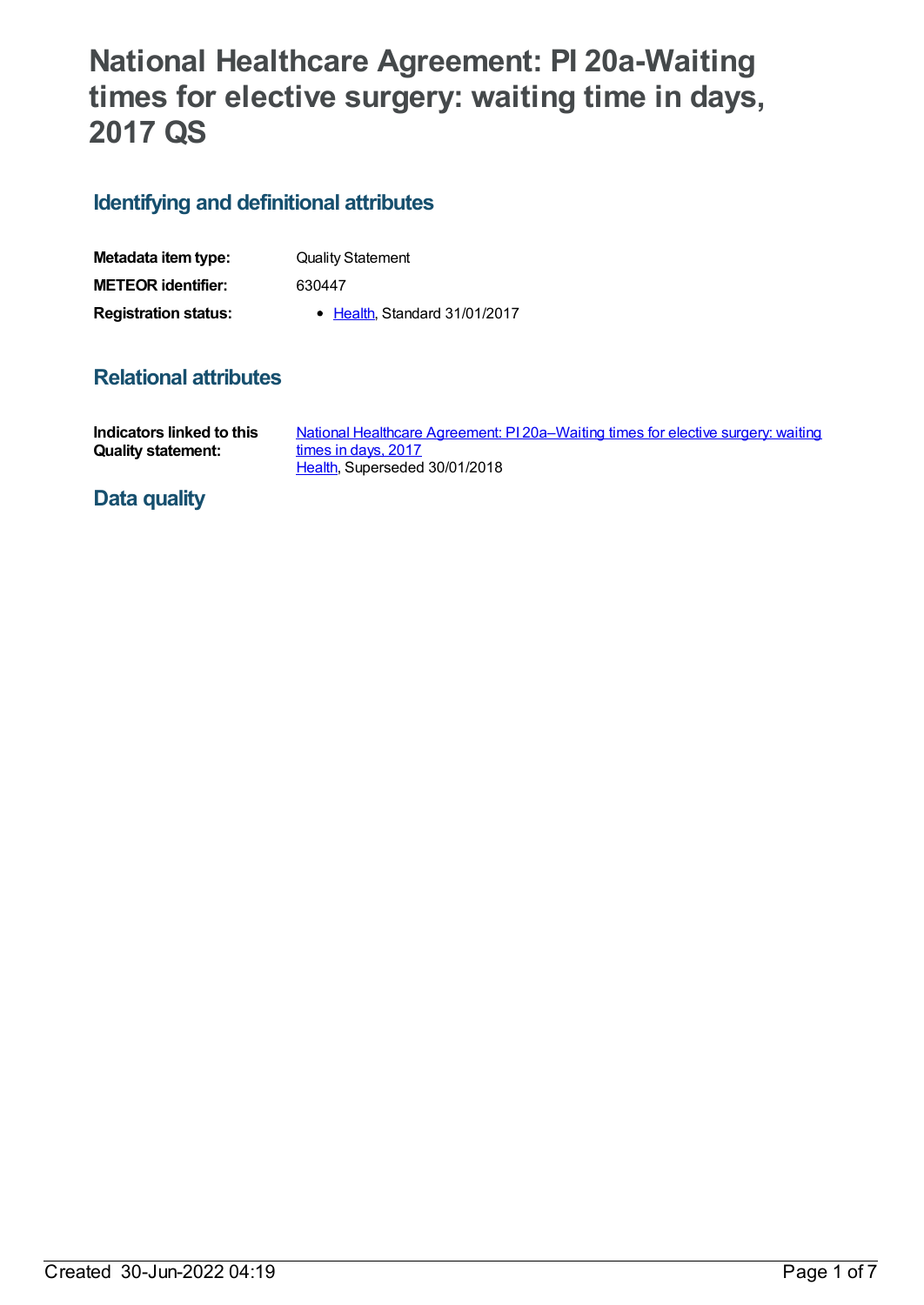# National Healthcare Agreement: PI 20a-Waiting times for elective surgery: waiting time in days, 2017 QS

## Identifying and definitional attributes

| | |
|---|---|
| **Metadata item type:** | Quality Statement |
| **METEOR identifier:** | 630447 |
| **Registration status:** | • Health, Standard 31/01/2017 |

## Relational attributes

| | |
|---|---|
| **Indicators linked to this Quality statement:** | National Healthcare Agreement: PI 20a–Waiting times for elective surgery: waiting times in days, 2017<br>Health, Superseded 30/01/2018 |

## Data quality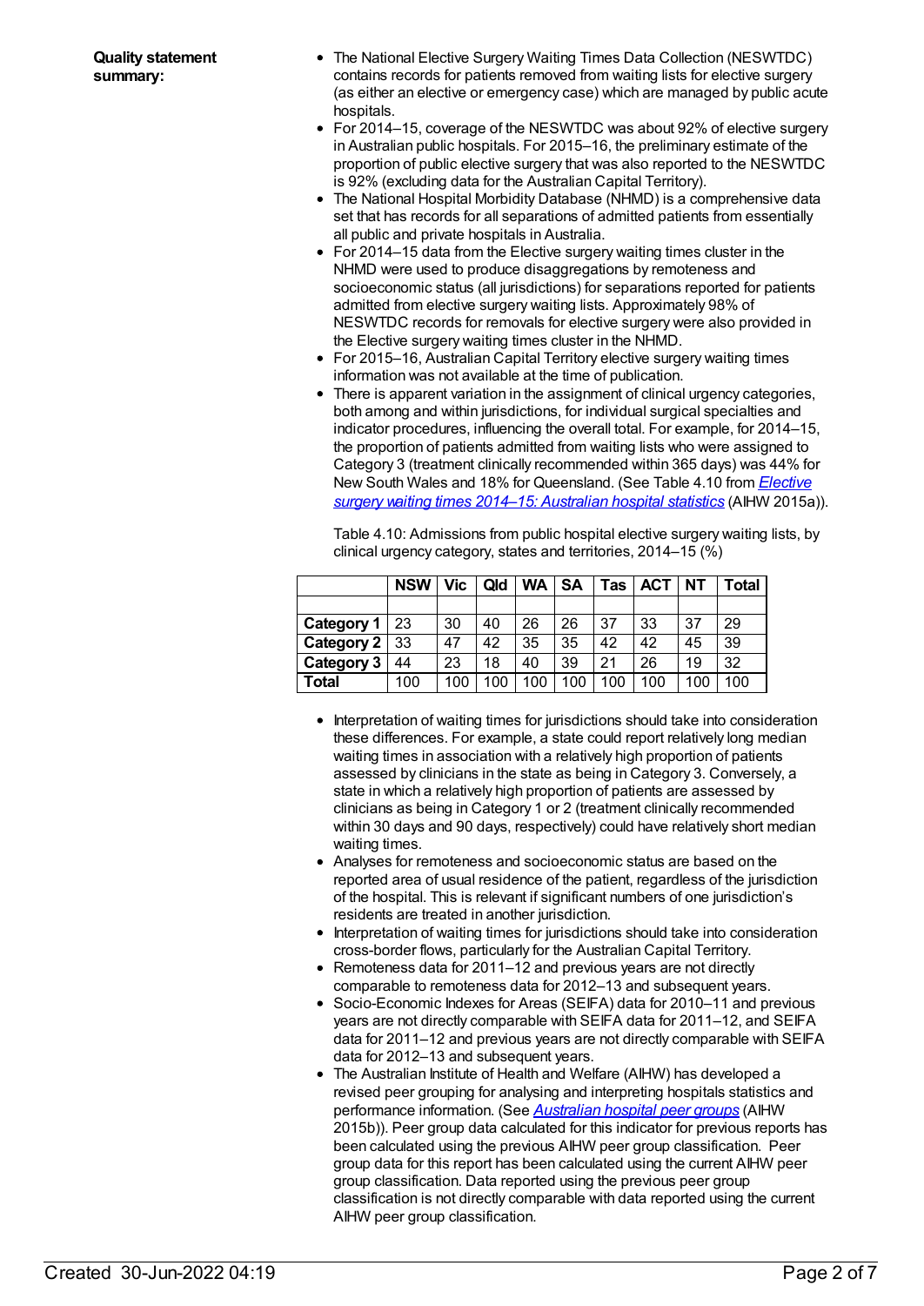**Quality statement summary:**

- The National Elective Surgery Waiting Times Data Collection (NESWTDC) contains records for patients removed from waiting lists for elective surgery (as either an elective or emergency case) which are managed by public acute hospitals.
- For 2014–15, coverage of the NESWTDC was about 92% of elective surgery in Australian public hospitals. For 2015–16, the preliminary estimate of the proportion of public elective surgery that was also reported to the NESWTDC is 92% (excluding data for the Australian Capital Territory).
- The National Hospital Morbidity Database (NHMD) is a comprehensive data set that has records for all separations of admitted patients from essentially all public and private hospitals in Australia.
- For 2014–15 data from the Elective surgery waiting times cluster in the NHMD were used to produce disaggregations by remoteness and socioeconomic status (all jurisdictions) for separations reported for patients admitted from elective surgery waiting lists. Approximately 98% of NESWTDC records for removals for elective surgery were also provided in the Elective surgery waiting times cluster in the NHMD.
- For 2015–16, Australian Capital Territory elective surgery waiting times information was not available at the time of publication.
- There is apparent variation in the assignment of clinical urgency categories, both among and within jurisdictions, for individual surgical specialties and indicator procedures, influencing the overall total. For example, for 2014–15, the proportion of patients admitted from waiting lists who were assigned to Category 3 (treatment clinically recommended within 365 days) was 44% for New South Wales and 18% for Queensland. (See Table 4.10 from *Elective surgery waiting times 2014–15: Australian hospital statistics* (AIHW 2015a)).

  Table 4.10: Admissions from public hospital elective surgery waiting lists, by clinical urgency category, states and territories, 2014–15 (%)

| | NSW | Vic | Qld | WA | SA | Tas | ACT | NT | Total |
|---|---|---|---|---|---|---|---|---|---|
| | | | | | | | | | |
| **Category 1** | 23 | 30 | 40 | 26 | 26 | 37 | 33 | 37 | 29 |
| **Category 2** | 33 | 47 | 42 | 35 | 35 | 42 | 42 | 45 | 39 |
| **Category 3** | 44 | 23 | 18 | 40 | 39 | 21 | 26 | 19 | 32 |
| **Total** | 100 | 100 | 100 | 100 | 100 | 100 | 100 | 100 | 100 |

- Interpretation of waiting times for jurisdictions should take into consideration these differences. For example, a state could report relatively long median waiting times in association with a relatively high proportion of patients assessed by clinicians in the state as being in Category 3. Conversely, a state in which a relatively high proportion of patients are assessed by clinicians as being in Category 1 or 2 (treatment clinically recommended within 30 days and 90 days, respectively) could have relatively short median waiting times.
- Analyses for remoteness and socioeconomic status are based on the reported area of usual residence of the patient, regardless of the jurisdiction of the hospital. This is relevant if significant numbers of one jurisdiction's residents are treated in another jurisdiction.
- Interpretation of waiting times for jurisdictions should take into consideration cross-border flows, particularly for the Australian Capital Territory.
- Remoteness data for 2011–12 and previous years are not directly comparable to remoteness data for 2012–13 and subsequent years.
- Socio-Economic Indexes for Areas (SEIFA) data for 2010–11 and previous years are not directly comparable with SEIFA data for 2011–12, and SEIFA data for 2011–12 and previous years are not directly comparable with SEIFA data for 2012–13 and subsequent years.
- The Australian Institute of Health and Welfare (AIHW) has developed a revised peer grouping for analysing and interpreting hospitals statistics and performance information. (See *Australian hospital peer groups* (AIHW 2015b)). Peer group data calculated for this indicator for previous reports has been calculated using the previous AIHW peer group classification. Peer group data for this report has been calculated using the current AIHW peer group classification. Data reported using the previous peer group classification is not directly comparable with data reported using the current AIHW peer group classification.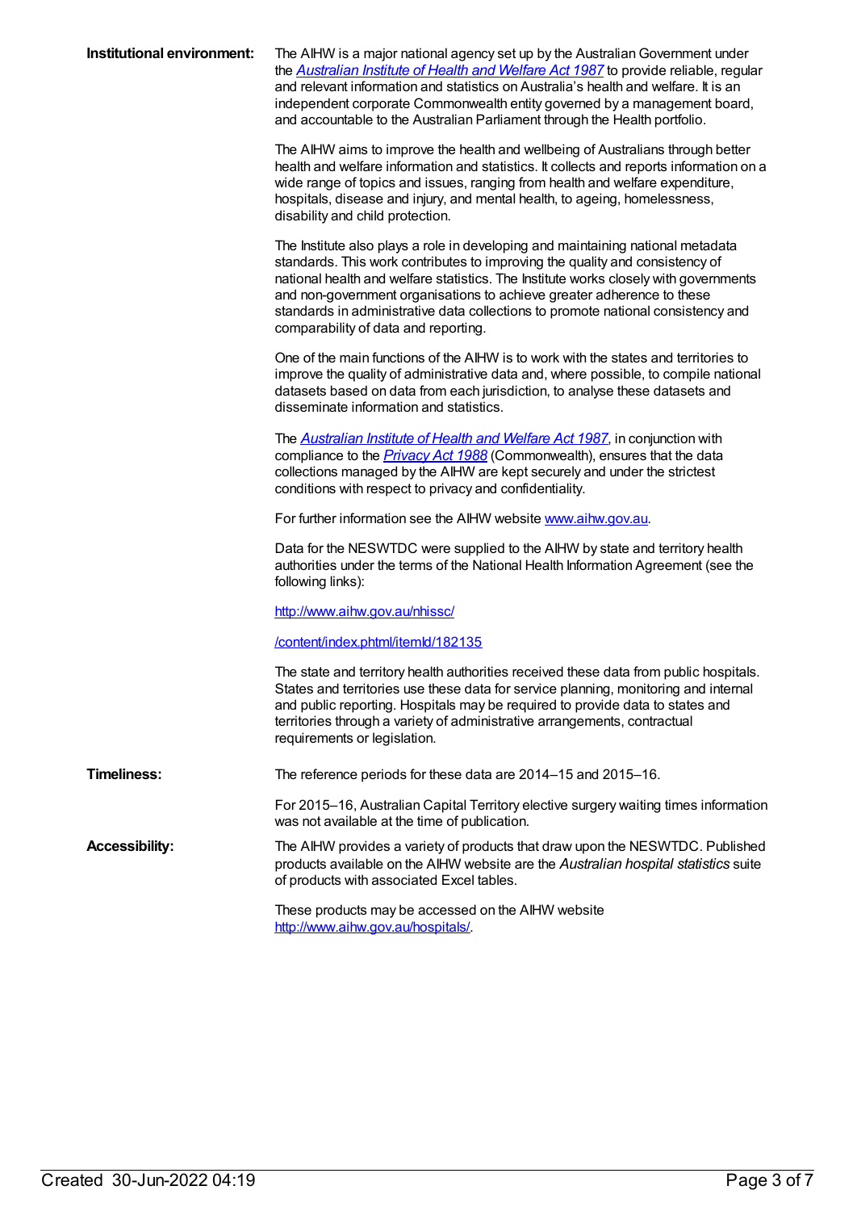**Institutional environment:**

The AIHW is a major national agency set up by the Australian Government under the *Australian Institute of Health and Welfare Act 1987* to provide reliable, regular and relevant information and statistics on Australia's health and welfare. It is an independent corporate Commonwealth entity governed by a management board, and accountable to the Australian Parliament through the Health portfolio.

The AIHW aims to improve the health and wellbeing of Australians through better health and welfare information and statistics. It collects and reports information on a wide range of topics and issues, ranging from health and welfare expenditure, hospitals, disease and injury, and mental health, to ageing, homelessness, disability and child protection.

The Institute also plays a role in developing and maintaining national metadata standards. This work contributes to improving the quality and consistency of national health and welfare statistics. The Institute works closely with governments and non-government organisations to achieve greater adherence to these standards in administrative data collections to promote national consistency and comparability of data and reporting.

One of the main functions of the AIHW is to work with the states and territories to improve the quality of administrative data and, where possible, to compile national datasets based on data from each jurisdiction, to analyse these datasets and disseminate information and statistics.

The *Australian Institute of Health and Welfare Act 1987*, in conjunction with compliance to the *Privacy Act 1988* (Commonwealth), ensures that the data collections managed by the AIHW are kept securely and under the strictest conditions with respect to privacy and confidentiality.

For further information see the AIHW website www.aihw.gov.au.

Data for the NESWTDC were supplied to the AIHW by state and territory health authorities under the terms of the National Health Information Agreement (see the following links):

http://www.aihw.gov.au/nhissc/

/content/index.phtml/itemId/182135

The state and territory health authorities received these data from public hospitals. States and territories use these data for service planning, monitoring and internal and public reporting. Hospitals may be required to provide data to states and territories through a variety of administrative arrangements, contractual requirements or legislation.

**Timeliness:**

The reference periods for these data are 2014–15 and 2015–16.

For 2015–16, Australian Capital Territory elective surgery waiting times information was not available at the time of publication.

**Accessibility:**

The AIHW provides a variety of products that draw upon the NESWTDC. Published products available on the AIHW website are the *Australian hospital statistics* suite of products with associated Excel tables.

These products may be accessed on the AIHW website http://www.aihw.gov.au/hospitals/.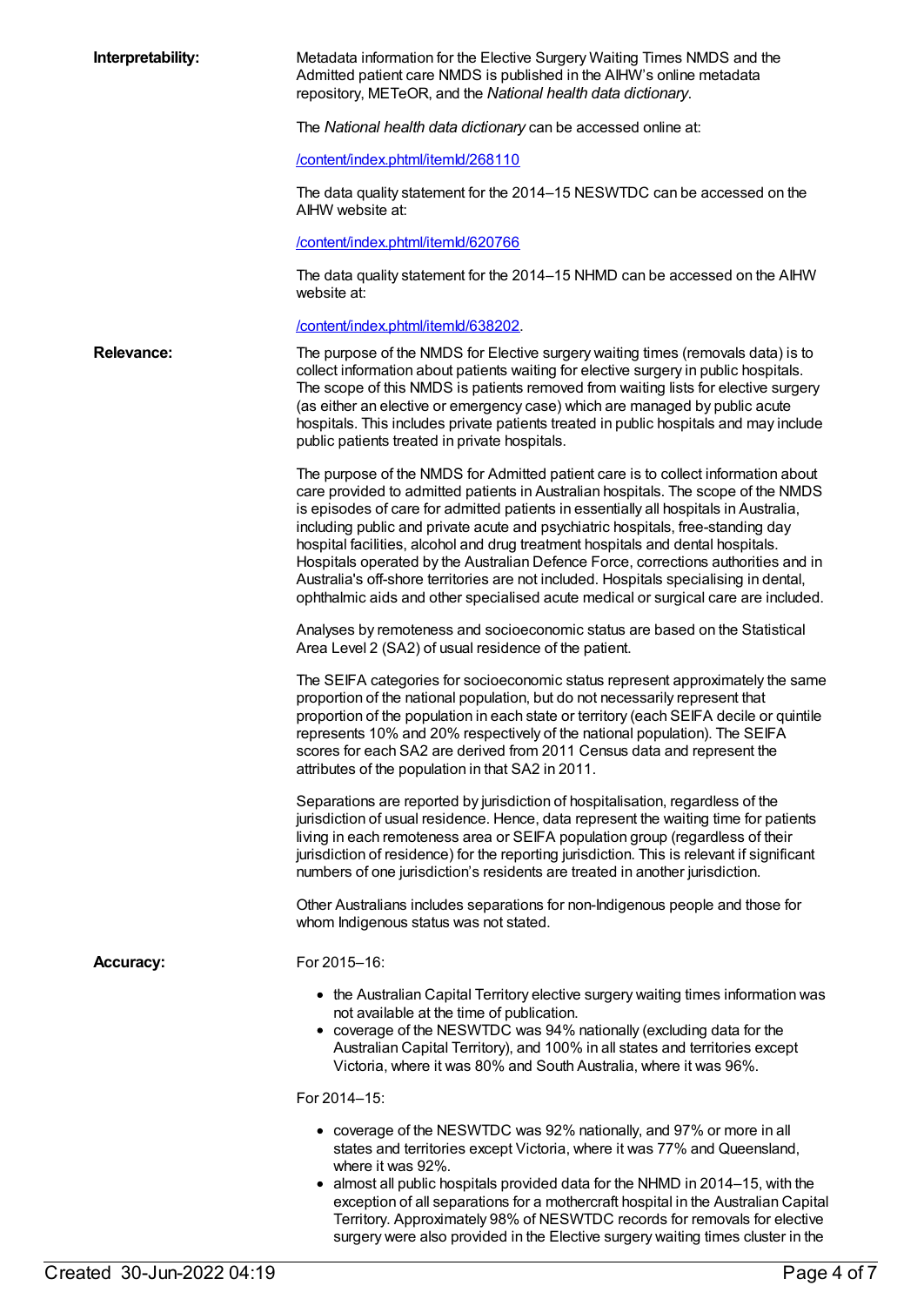**Interpretability:**

Metadata information for the Elective Surgery Waiting Times NMDS and the Admitted patient care NMDS is published in the AIHW's online metadata repository, METeOR, and the *National health data dictionary*.

The *National health data dictionary* can be accessed online at:

/content/index.phtml/itemId/268110

The data quality statement for the 2014–15 NESWTDC can be accessed on the AIHW website at:

/content/index.phtml/itemId/620766

The data quality statement for the 2014–15 NHMD can be accessed on the AIHW website at:

/content/index.phtml/itemId/638202.

**Relevance:**

The purpose of the NMDS for Elective surgery waiting times (removals data) is to collect information about patients waiting for elective surgery in public hospitals. The scope of this NMDS is patients removed from waiting lists for elective surgery (as either an elective or emergency case) which are managed by public acute hospitals. This includes private patients treated in public hospitals and may include public patients treated in private hospitals.

The purpose of the NMDS for Admitted patient care is to collect information about care provided to admitted patients in Australian hospitals. The scope of the NMDS is episodes of care for admitted patients in essentially all hospitals in Australia, including public and private acute and psychiatric hospitals, free-standing day hospital facilities, alcohol and drug treatment hospitals and dental hospitals. Hospitals operated by the Australian Defence Force, corrections authorities and in Australia's off-shore territories are not included. Hospitals specialising in dental, ophthalmic aids and other specialised acute medical or surgical care are included.

Analyses by remoteness and socioeconomic status are based on the Statistical Area Level 2 (SA2) of usual residence of the patient.

The SEIFA categories for socioeconomic status represent approximately the same proportion of the national population, but do not necessarily represent that proportion of the population in each state or territory (each SEIFA decile or quintile represents 10% and 20% respectively of the national population). The SEIFA scores for each SA2 are derived from 2011 Census data and represent the attributes of the population in that SA2 in 2011.

Separations are reported by jurisdiction of hospitalisation, regardless of the jurisdiction of usual residence. Hence, data represent the waiting time for patients living in each remoteness area or SEIFA population group (regardless of their jurisdiction of residence) for the reporting jurisdiction. This is relevant if significant numbers of one jurisdiction's residents are treated in another jurisdiction.

Other Australians includes separations for non-Indigenous people and those for whom Indigenous status was not stated.

**Accuracy:**

For 2015–16:

- the Australian Capital Territory elective surgery waiting times information was not available at the time of publication.
- coverage of the NESWTDC was 94% nationally (excluding data for the Australian Capital Territory), and 100% in all states and territories except Victoria, where it was 80% and South Australia, where it was 96%.

For 2014–15:

- coverage of the NESWTDC was 92% nationally, and 97% or more in all states and territories except Victoria, where it was 77% and Queensland, where it was 92%.
- almost all public hospitals provided data for the NHMD in 2014–15, with the exception of all separations for a mothercraft hospital in the Australian Capital Territory. Approximately 98% of NESWTDC records for removals for elective surgery were also provided in the Elective surgery waiting times cluster in the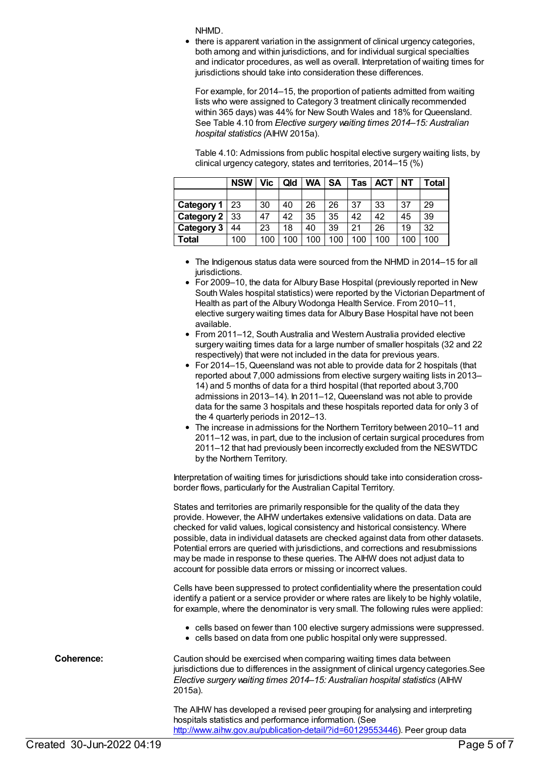NHMD.

- there is apparent variation in the assignment of clinical urgency categories, both among and within jurisdictions, and for individual surgical specialties and indicator procedures, as well as overall. Interpretation of waiting times for jurisdictions should take into consideration these differences.

  For example, for 2014–15, the proportion of patients admitted from waiting lists who were assigned to Category 3 treatment clinically recommended within 365 days) was 44% for New South Wales and 18% for Queensland. See Table 4.10 from *Elective surgery waiting times 2014–15: Australian hospital statistics (*AIHW 2015a).

  Table 4.10: Admissions from public hospital elective surgery waiting lists, by clinical urgency category, states and territories, 2014–15 (%)

| | NSW | Vic | Qld | WA | SA | Tas | ACT | NT | Total |
|---|---|---|---|---|---|---|---|---|---|
| | | | | | | | | | |
| **Category 1** | 23 | 30 | 40 | 26 | 26 | 37 | 33 | 37 | 29 |
| **Category 2** | 33 | 47 | 42 | 35 | 35 | 42 | 42 | 45 | 39 |
| **Category 3** | 44 | 23 | 18 | 40 | 39 | 21 | 26 | 19 | 32 |
| **Total** | 100 | 100 | 100 | 100 | 100 | 100 | 100 | 100 | 100 |

- The Indigenous status data were sourced from the NHMD in 2014–15 for all jurisdictions.
- For 2009–10, the data for Albury Base Hospital (previously reported in New South Wales hospital statistics) were reported by the Victorian Department of Health as part of the Albury Wodonga Health Service. From 2010–11, elective surgery waiting times data for Albury Base Hospital have not been available.
- From 2011–12, South Australia and Western Australia provided elective surgery waiting times data for a large number of smaller hospitals (32 and 22 respectively) that were not included in the data for previous years.
- For 2014–15, Queensland was not able to provide data for 2 hospitals (that reported about 7,000 admissions from elective surgery waiting lists in 2013–14) and 5 months of data for a third hospital (that reported about 3,700 admissions in 2013–14). In 2011–12, Queensland was not able to provide data for the same 3 hospitals and these hospitals reported data for only 3 of the 4 quarterly periods in 2012–13.
- The increase in admissions for the Northern Territory between 2010–11 and 2011–12 was, in part, due to the inclusion of certain surgical procedures from 2011–12 that had previously been incorrectly excluded from the NESWTDC by the Northern Territory.

Interpretation of waiting times for jurisdictions should take into consideration cross-border flows, particularly for the Australian Capital Territory.

States and territories are primarily responsible for the quality of the data they provide. However, the AIHW undertakes extensive validations on data. Data are checked for valid values, logical consistency and historical consistency. Where possible, data in individual datasets are checked against data from other datasets. Potential errors are queried with jurisdictions, and corrections and resubmissions may be made in response to these queries. The AIHW does not adjust data to account for possible data errors or missing or incorrect values.

Cells have been suppressed to protect confidentiality where the presentation could identify a patient or a service provider or where rates are likely to be highly volatile, for example, where the denominator is very small. The following rules were applied:

- cells based on fewer than 100 elective surgery admissions were suppressed.
- cells based on data from one public hospital only were suppressed.

**Coherence:**

Caution should be exercised when comparing waiting times data between jurisdictions due to differences in the assignment of clinical urgency categories.See *Elective surgery waiting times 2014–15: Australian hospital statistics* (AIHW 2015a).

The AIHW has developed a revised peer grouping for analysing and interpreting hospitals statistics and performance information. (See http://www.aihw.gov.au/publication-detail/?id=60129553446). Peer group data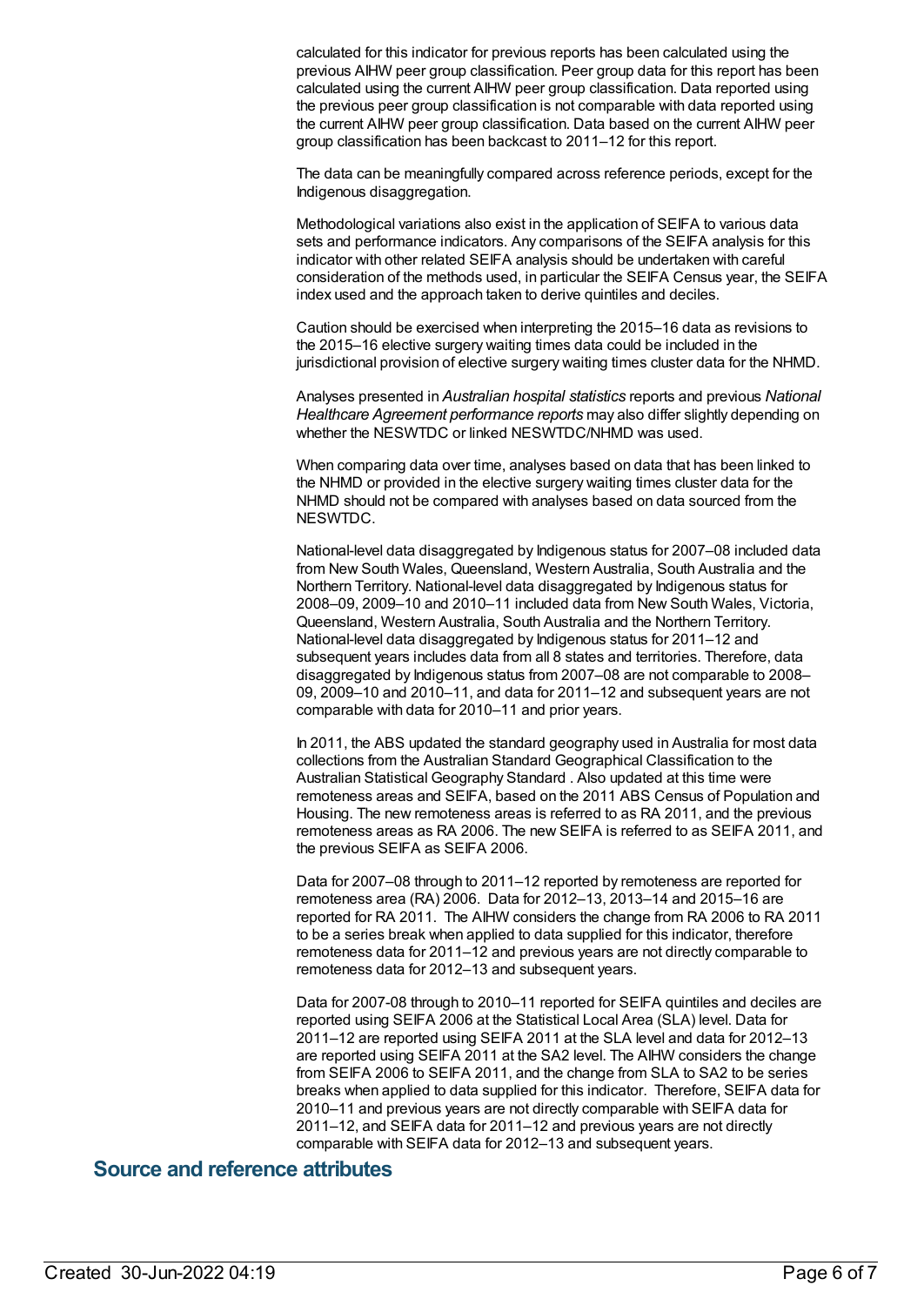calculated for this indicator for previous reports has been calculated using the previous AIHW peer group classification. Peer group data for this report has been calculated using the current AIHW peer group classification. Data reported using the previous peer group classification is not comparable with data reported using the current AIHW peer group classification. Data based on the current AIHW peer group classification has been backcast to 2011–12 for this report.

The data can be meaningfully compared across reference periods, except for the Indigenous disaggregation.

Methodological variations also exist in the application of SEIFA to various data sets and performance indicators. Any comparisons of the SEIFA analysis for this indicator with other related SEIFA analysis should be undertaken with careful consideration of the methods used, in particular the SEIFA Census year, the SEIFA index used and the approach taken to derive quintiles and deciles.

Caution should be exercised when interpreting the 2015–16 data as revisions to the 2015–16 elective surgery waiting times data could be included in the jurisdictional provision of elective surgery waiting times cluster data for the NHMD.

Analyses presented in *Australian hospital statistics* reports and previous *National Healthcare Agreement performance reports* may also differ slightly depending on whether the NESWTDC or linked NESWTDC/NHMD was used.

When comparing data over time, analyses based on data that has been linked to the NHMD or provided in the elective surgery waiting times cluster data for the NHMD should not be compared with analyses based on data sourced from the NESWTDC.

National-level data disaggregated by Indigenous status for 2007–08 included data from New South Wales, Queensland, Western Australia, South Australia and the Northern Territory. National-level data disaggregated by Indigenous status for 2008–09, 2009–10 and 2010–11 included data from New South Wales, Victoria, Queensland, Western Australia, South Australia and the Northern Territory. National-level data disaggregated by Indigenous status for 2011–12 and subsequent years includes data from all 8 states and territories. Therefore, data disaggregated by Indigenous status from 2007–08 are not comparable to 2008–09, 2009–10 and 2010–11, and data for 2011–12 and subsequent years are not comparable with data for 2010–11 and prior years.

In 2011, the ABS updated the standard geography used in Australia for most data collections from the Australian Standard Geographical Classification to the Australian Statistical Geography Standard . Also updated at this time were remoteness areas and SEIFA, based on the 2011 ABS Census of Population and Housing. The new remoteness areas is referred to as RA 2011, and the previous remoteness areas as RA 2006. The new SEIFA is referred to as SEIFA 2011, and the previous SEIFA as SEIFA 2006.

Data for 2007–08 through to 2011–12 reported by remoteness are reported for remoteness area (RA) 2006. Data for 2012–13, 2013–14 and 2015–16 are reported for RA 2011. The AIHW considers the change from RA 2006 to RA 2011 to be a series break when applied to data supplied for this indicator, therefore remoteness data for 2011–12 and previous years are not directly comparable to remoteness data for 2012–13 and subsequent years.

Data for 2007-08 through to 2010–11 reported for SEIFA quintiles and deciles are reported using SEIFA 2006 at the Statistical Local Area (SLA) level. Data for 2011–12 are reported using SEIFA 2011 at the SLA level and data for 2012–13 are reported using SEIFA 2011 at the SA2 level. The AIHW considers the change from SEIFA 2006 to SEIFA 2011, and the change from SLA to SA2 to be series breaks when applied to data supplied for this indicator. Therefore, SEIFA data for 2010–11 and previous years are not directly comparable with SEIFA data for 2011–12, and SEIFA data for 2011–12 and previous years are not directly comparable with SEIFA data for 2012–13 and subsequent years.

## Source and reference attributes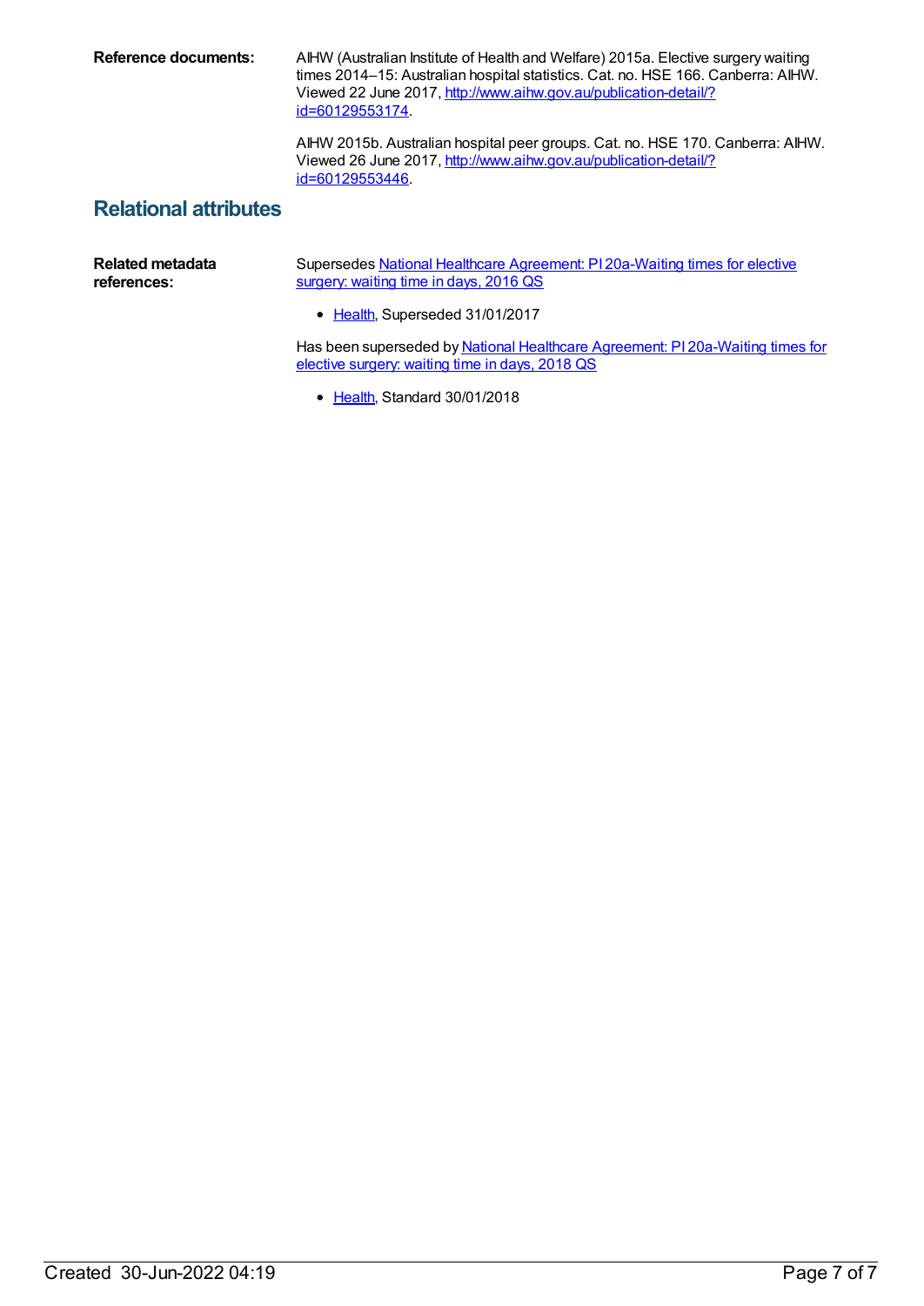**Reference documents:**

AIHW (Australian Institute of Health and Welfare) 2015a. Elective surgery waiting times 2014–15: Australian hospital statistics. Cat. no. HSE 166. Canberra: AIHW. Viewed 22 June 2017, [http://www.aihw.gov.au/publication-detail/?id=60129553174](http://www.aihw.gov.au/publication-detail/?id=60129553174).

AIHW 2015b. Australian hospital peer groups. Cat. no. HSE 170. Canberra: AIHW. Viewed 26 June 2017, [http://www.aihw.gov.au/publication-detail/?id=60129553446](http://www.aihw.gov.au/publication-detail/?id=60129553446).

## Relational attributes

**Related metadata references:**

Supersedes National Healthcare Agreement: PI 20a-Waiting times for elective surgery: waiting time in days, 2016 QS

- Health, Superseded 31/01/2017

Has been superseded by National Healthcare Agreement: PI 20a-Waiting times for elective surgery: waiting time in days, 2018 QS

- Health, Standard 30/01/2018